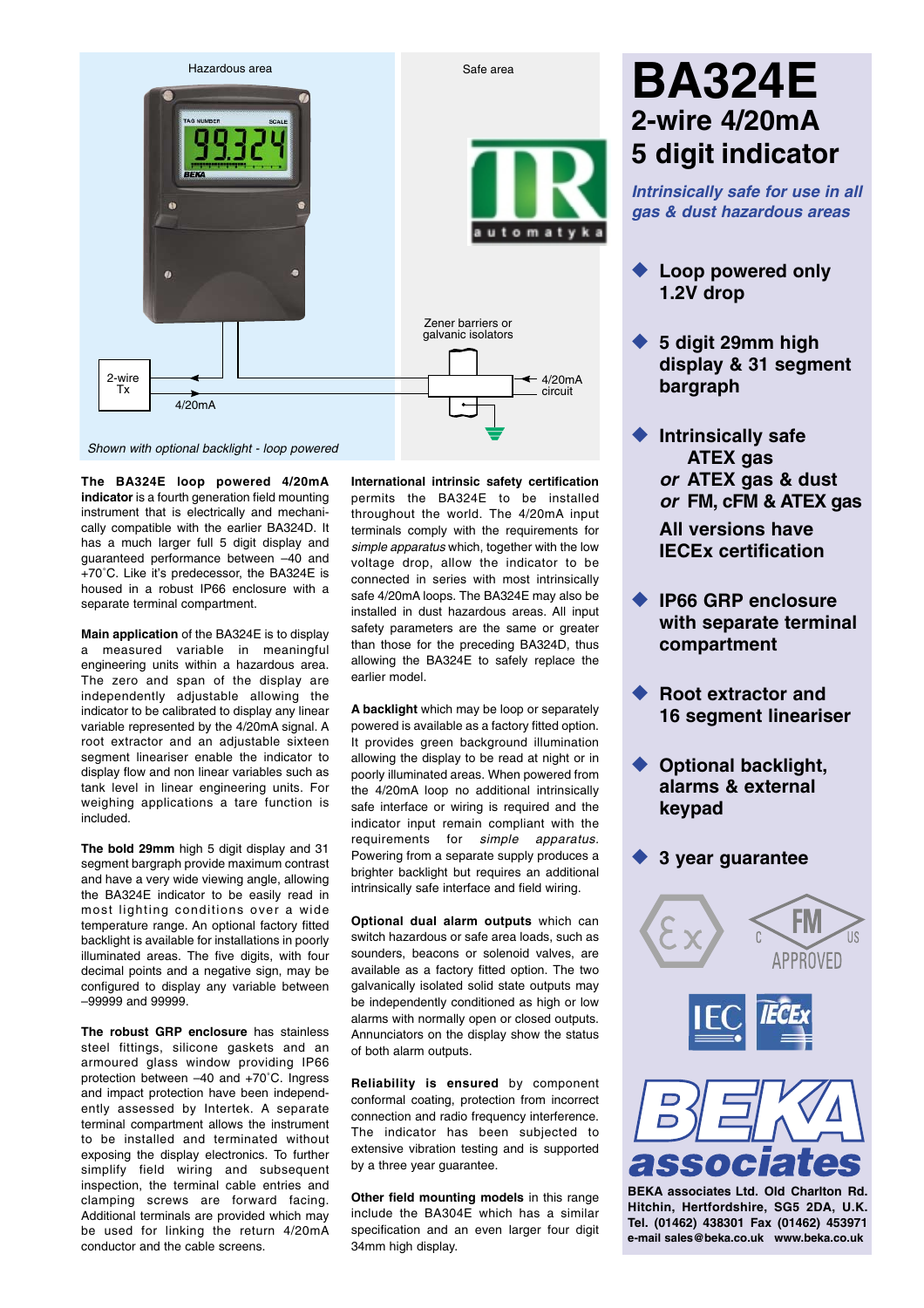Hazardous area

Safe area

2-wire Tx

4/20mA

Zener barriers or galvanic isolators

4/20mA circuit

*Shown with optional backlight - loop powered*

# BA324E

## 2-wire 4/20mA 5 digit indicator

***Intrinsically safe for use in all gas & dust hazardous areas***

- **Loop powered only 1.2V drop**
- **5 digit 29mm high display & 31 segment bargraph**
- **Intrinsically safe ATEX gas *or* ATEX gas & dust *or* FM, cFM & ATEX gas**

  **All versions have IECEx certification**
- **IP66 GRP enclosure with separate terminal compartment**
- **Root extractor and 16 segment lineariser**
- **Optional backlight, alarms & external keypad**
- **3 year guarantee**

**The BA324E loop powered 4/20mA indicator** is a fourth generation field mounting instrument that is electrically and mechanically compatible with the earlier BA324D. It has a much larger full 5 digit display and guaranteed performance between –40 and +70˚C. Like it's predecessor, the BA324E is housed in a robust IP66 enclosure with a separate terminal compartment.

**Main application** of the BA324E is to display a measured variable in meaningful engineering units within a hazardous area. The zero and span of the display are independently adjustable allowing the indicator to be calibrated to display any linear variable represented by the 4/20mA signal. A root extractor and an adjustable sixteen segment lineariser enable the indicator to display flow and non linear variables such as tank level in linear engineering units. For weighing applications a tare function is included.

**The bold 29mm** high 5 digit display and 31 segment bargraph provide maximum contrast and have a very wide viewing angle, allowing the BA324E indicator to be easily read in most lighting conditions over a wide temperature range. An optional factory fitted backlight is available for installations in poorly illuminated areas. The five digits, with four decimal points and a negative sign, may be configured to display any variable between –99999 and 99999.

**The robust GRP enclosure** has stainless steel fittings, silicone gaskets and an armoured glass window providing IP66 protection between –40 and +70˚C. Ingress and impact protection have been independently assessed by Intertek. A separate terminal compartment allows the instrument to be installed and terminated without exposing the display electronics. To further simplify field wiring and subsequent inspection, the terminal cable entries and clamping screws are forward facing. Additional terminals are provided which may be used for linking the return 4/20mA conductor and the cable screens.

**International intrinsic safety certification** permits the BA324E to be installed throughout the world. The 4/20mA input terminals comply with the requirements for *simple apparatus* which, together with the low voltage drop, allow the indicator to be connected in series with most intrinsically safe 4/20mA loops. The BA324E may also be installed in dust hazardous areas. All input safety parameters are the same or greater than those for the preceding BA324D, thus allowing the BA324E to safely replace the earlier model.

**A backlight** which may be loop or separately powered is available as a factory fitted option. It provides green background illumination allowing the display to be read at night or in poorly illuminated areas. When powered from the 4/20mA loop no additional intrinsically safe interface or wiring is required and the indicator input remain compliant with the requirements for *simple apparatus*. Powering from a separate supply produces a brighter backlight but requires an additional intrinsically safe interface and field wiring.

**Optional dual alarm outputs** which can switch hazardous or safe area loads, such as sounders, beacons or solenoid valves, are available as a factory fitted option. The two galvanically isolated solid state outputs may be independently conditioned as high or low alarms with normally open or closed outputs. Annunciators on the display show the status of both alarm outputs.

**Reliability is ensured** by component conformal coating, protection from incorrect connection and radio frequency interference. The indicator has been subjected to extensive vibration testing and is supported by a three year guarantee.

**Other field mounting models** in this range include the BA304E which has a similar specification and an even larger four digit 34mm high display.

**BEKA associates Ltd. Old Charlton Rd. Hitchin, Hertfordshire, SG5 2DA, U.K. Tel. (01462) 438301 Fax (01462) 453971 e-mail sales@beka.co.uk www.beka.co.uk**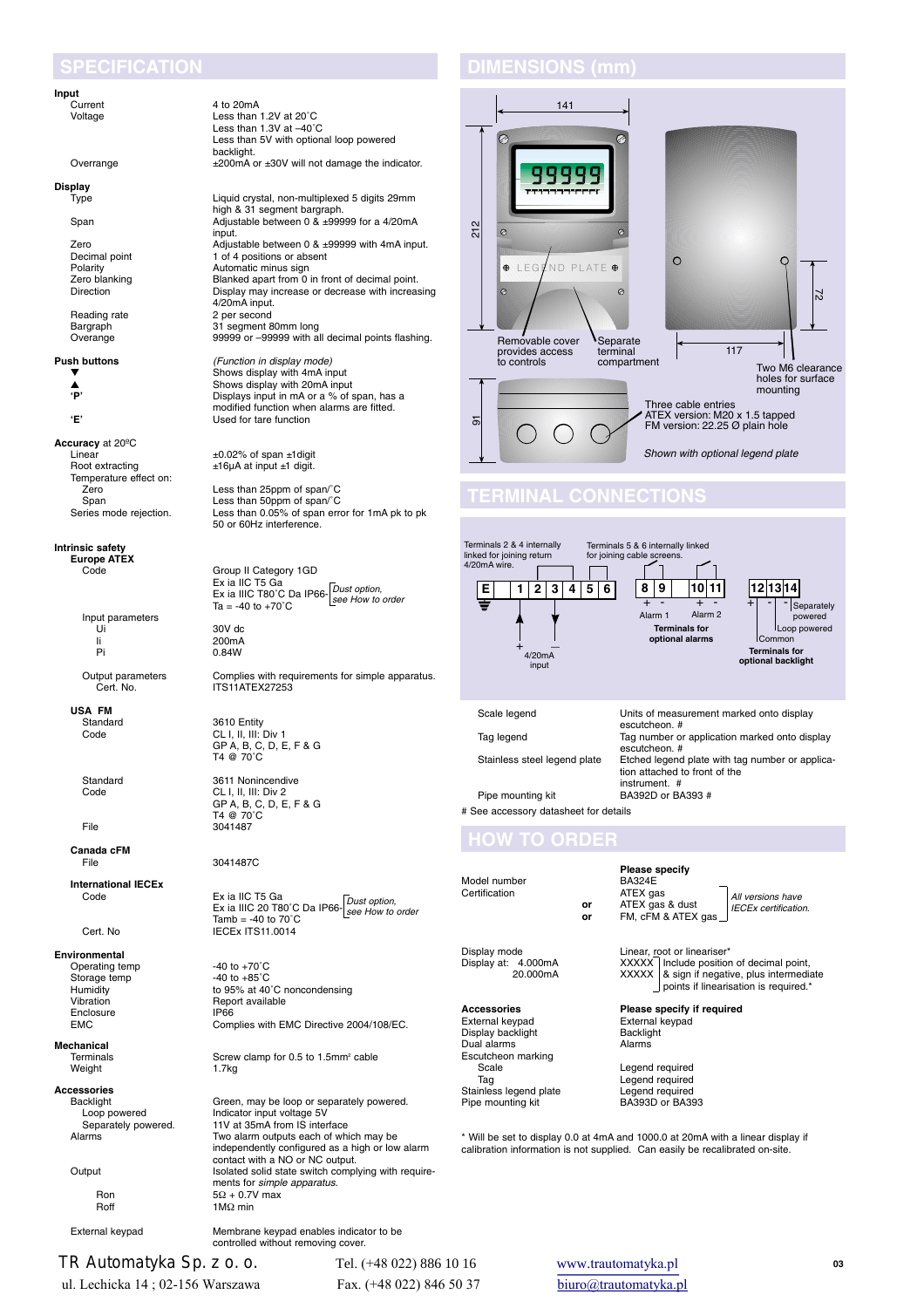## SPECIFICATION

**Input**

| | |
|---|---|
| Current | 4 to 20mA |
| Voltage | Less than 1.2V at 20˚C<br>Less than 1.3V at –40˚C<br>Less than 5V with optional loop powered backlight. |
| Overrange | ±200mA or ±30V will not damage the indicator. |

**Display**

| | |
|---|---|
| Type | Liquid crystal, non-multiplexed 5 digits 29mm high & 31 segment bargraph. |
| Span | Adjustable between 0 & ±99999 for a 4/20mA input. |
| Zero | Adjustable between 0 & ±99999 with 4mA input. |
| Decimal point | 1 of 4 positions or absent |
| Polarity | Automatic minus sign |
| Zero blanking | Blanked apart from 0 in front of decimal point. |
| Direction | Display may increase or decrease with increasing 4/20mA input. |
| Reading rate | 2 per second |
| Bargraph | 31 segment 80mm long |
| Overange | 99999 or –99999 with all decimal points flashing. |

**Push buttons**

*(Function in display mode)*

| | |
|---|---|
| ▼ | Shows display with 4mA input |
| ▲ | Shows display with 20mA input |
| 'P' | Displays input in mA or a % of span, has a modified function when alarms are fitted. |
| 'E' | Used for tare function |

**Accuracy** at 20ºC

| | |
|---|---|
| Linear | ±0.02% of span ±1digit |
| Root extracting | ±16µA at input ±1 digit. |
| Temperature effect on: | |
| Zero | Less than 25ppm of span/˚C |
| Span | Less than 50ppm of span/˚C |
| Series mode rejection. | Less than 0.05% of span error for 1mA pk to pk 50 or 60Hz interference. |

**Intrinsic safety**

**Europe ATEX**

| | |
|---|---|
| Code | Group II Category 1GD<br>Ex ia IIC T5 Ga<br>Ex ia IIIC T80˚C Da IP66- *Dust option, see How to order*<br>Ta = -40 to +70˚C |
| Input parameters | |
| Ui | 30V dc |
| Ii | 200mA |
| Pi | 0.84W |
| Output parameters | Complies with requirements for simple apparatus. |
| Cert. No. | ITS11ATEX27253 |

**USA FM**

| | |
|---|---|
| Standard | 3610 Entity |
| Code | CL I, II, III: Div 1<br>GP A, B, C, D, E, F & G<br>T4 @ 70˚C |
| Standard | 3611 Nonincendive |
| Code | CL I, II, III: Div 2<br>GP A, B, C, D, E, F & G<br>T4 @ 70˚C |
| File | 3041487 |

**Canada cFM**

| | |
|---|---|
| File | 3041487C |

**International IECEx**

| | |
|---|---|
| Code | Ex ia IIC T5 Ga<br>Ex ia IIIC 20 T80˚C Da IP66- *Dust option, see How to order*<br>Tamb = -40 to 70˚C |
| Cert. No | IECEx ITS11.0014 |

**Environmental**

| | |
|---|---|
| Operating temp | -40 to +70˚C |
| Storage temp | -40 to +85˚C |
| Humidity | to 95% at 40˚C noncondensing |
| Vibration | Report available |
| Enclosure | IP66 |
| EMC | Complies with EMC Directive 2004/108/EC. |

**Mechanical**

| | |
|---|---|
| Terminals | Screw clamp for 0.5 to 1.5mm² cable |
| Weight | 1.7kg |

**Accessories**

| | |
|---|---|
| Backlight | Green, may be loop or separately powered. |
| Loop powered | Indicator input voltage 5V |
| Separately powered. | 11V at 35mA from IS interface |
| Alarms | Two alarm outputs each of which may be independently configured as a high or low alarm contact with a NO or NC output. |
| Output | Isolated solid state switch complying with requirements for *simple apparatus.* |
| Ron | 5Ω + 0.7V max |
| Roff | 1MΩ min |
| External keypad | Membrane keypad enables indicator to be controlled without removing cover. |

## DIMENSIONS (mm)

141
212
99999
LEGEND PLATE
72
117
91
Removable cover provides access to controls
Separate terminal compartment
Two M6 clearance holes for surface mounting
Three cable entries
ATEX version: M20 x 1.5 tapped
FM version: 22.25 Ø plain hole

*Shown with optional legend plate*

## TERMINAL CONNECTIONS

Terminals 2 & 4 internally linked for joining return 4/20mA wire.
Terminals 5 & 6 internally linked for joining cable screens.
E 1 2 3 4 5 6
+ – 4/20mA input
8 9 10 11
+ - Alarm 1 + - Alarm 2
Terminals for optional alarms
12 13 14
+ - - Separately powered / Loop powered / Common
Terminals for optional backlight

| | |
|---|---|
| Scale legend | Units of measurement marked onto display escutcheon. # |
| Tag legend | Tag number or application marked onto display escutcheon. # |
| Stainless steel legend plate | Etched legend plate with tag number or application attached to front of the instrument. # |
| Pipe mounting kit | BA392D or BA393 # |

# See accessory datasheet for details

## HOW TO ORDER

| | | Please specify |
|---|---|---|
| Model number | | BA324E |
| Certification | | ATEX gas |
| | or | ATEX gas & dust |
| | or | FM, cFM & ATEX gas |

*All versions have IECEx certification.*

| | |
|---|---|
| Display mode | Linear, root or lineariser* |
| Display at: 4.000mA | XXXXX |
| 20.000mA | XXXXX |

Include position of decimal point, & sign if negative, plus intermediate points if linearisation is required.*

| Accessories | Please specify if required |
|---|---|
| External keypad | External keypad |
| Display backlight | Backlight |
| Dual alarms | Alarms |
| Escutcheon marking | |
| Scale | Legend required |
| Tag | Legend required |
| Stainless legend plate | Legend required |
| Pipe mounting kit | BA393D or BA393 |

\* Will be set to display 0.0 at 4mA and 1000.0 at 20mA with a linear display if calibration information is not supplied. Can easily be recalibrated on-site.

TR Automatyka Sp. z o. o.
ul. Lechicka 14 ; 02-156 Warszawa
Tel. (+48 022) 886 10 16
Fax. (+48 022) 846 50 37
www.trautomatyka.pl
biuro@trautomatyka.pl